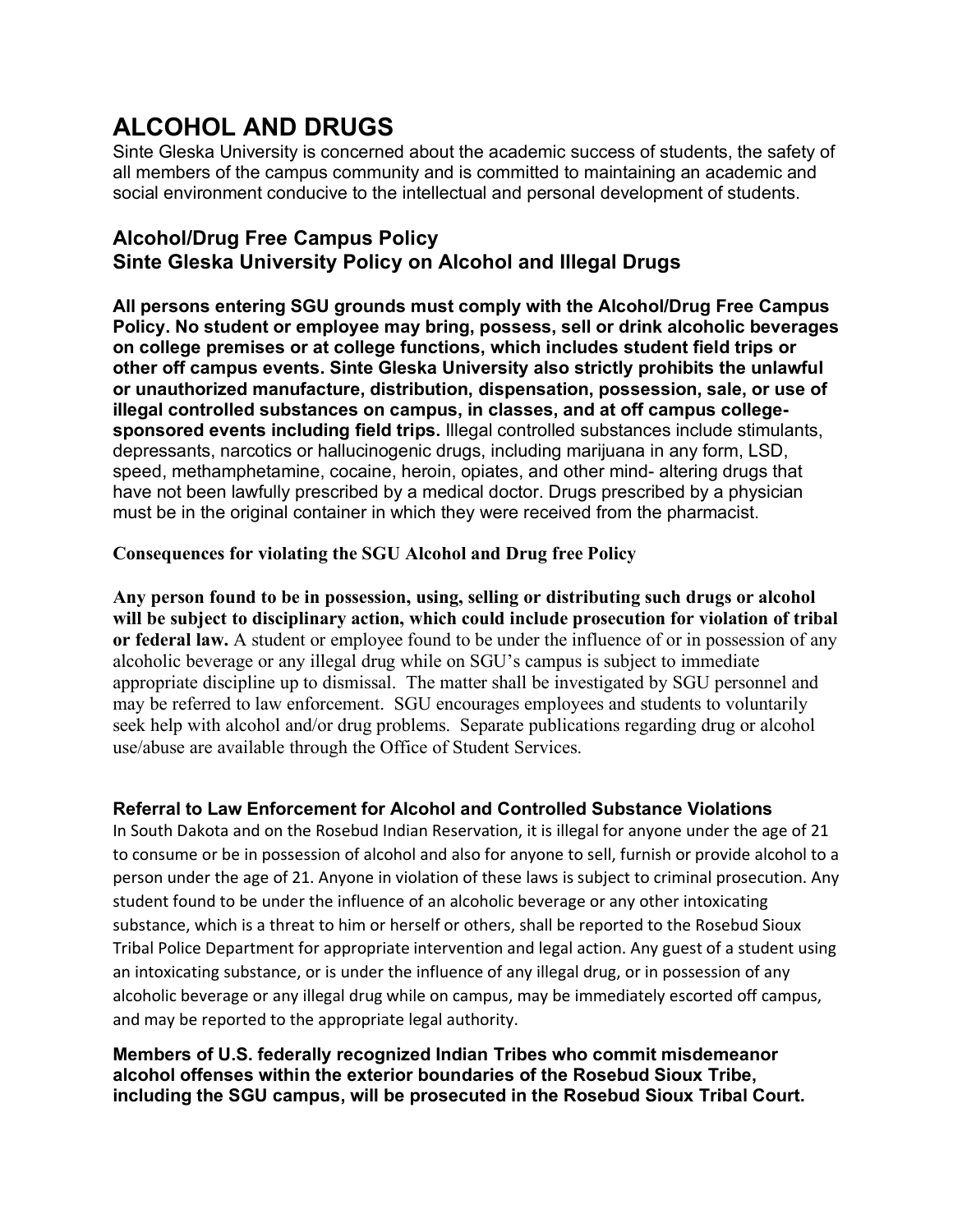# ALCOHOL AND DRUGS

Sinte Gleska University is concerned about the academic success of students, the safety of all members of the campus community and is committed to maintaining an academic and social environment conducive to the intellectual and personal development of students.

## Alcohol/Drug Free Campus Policy
## Sinte Gleska University Policy on Alcohol and Illegal Drugs

**All persons entering SGU grounds must comply with the Alcohol/Drug Free Campus Policy. No student or employee may bring, possess, sell or drink alcoholic beverages on college premises or at college functions, which includes student field trips or other off campus events. Sinte Gleska University also strictly prohibits the unlawful or unauthorized manufacture, distribution, dispensation, possession, sale, or use of illegal controlled substances on campus, in classes, and at off campus college-sponsored events including field trips.** Illegal controlled substances include stimulants, depressants, narcotics or hallucinogenic drugs, including marijuana in any form, LSD, speed, methamphetamine, cocaine, heroin, opiates, and other mind- altering drugs that have not been lawfully prescribed by a medical doctor. Drugs prescribed by a physician must be in the original container in which they were received from the pharmacist.

**Consequences for violating the SGU Alcohol and Drug free Policy**

**Any person found to be in possession, using, selling or distributing such drugs or alcohol will be subject to disciplinary action, which could include prosecution for violation of tribal or federal law.** A student or employee found to be under the influence of or in possession of any alcoholic beverage or any illegal drug while on SGU's campus is subject to immediate appropriate discipline up to dismissal. The matter shall be investigated by SGU personnel and may be referred to law enforcement. SGU encourages employees and students to voluntarily seek help with alcohol and/or drug problems. Separate publications regarding drug or alcohol use/abuse are available through the Office of Student Services.

### Referral to Law Enforcement for Alcohol and Controlled Substance Violations

In South Dakota and on the Rosebud Indian Reservation, it is illegal for anyone under the age of 21 to consume or be in possession of alcohol and also for anyone to sell, furnish or provide alcohol to a person under the age of 21. Anyone in violation of these laws is subject to criminal prosecution. Any student found to be under the influence of an alcoholic beverage or any other intoxicating substance, which is a threat to him or herself or others, shall be reported to the Rosebud Sioux Tribal Police Department for appropriate intervention and legal action. Any guest of a student using an intoxicating substance, or is under the influence of any illegal drug, or in possession of any alcoholic beverage or any illegal drug while on campus, may be immediately escorted off campus, and may be reported to the appropriate legal authority.

**Members of U.S. federally recognized Indian Tribes who commit misdemeanor alcohol offenses within the exterior boundaries of the Rosebud Sioux Tribe, including the SGU campus, will be prosecuted in the Rosebud Sioux Tribal Court.**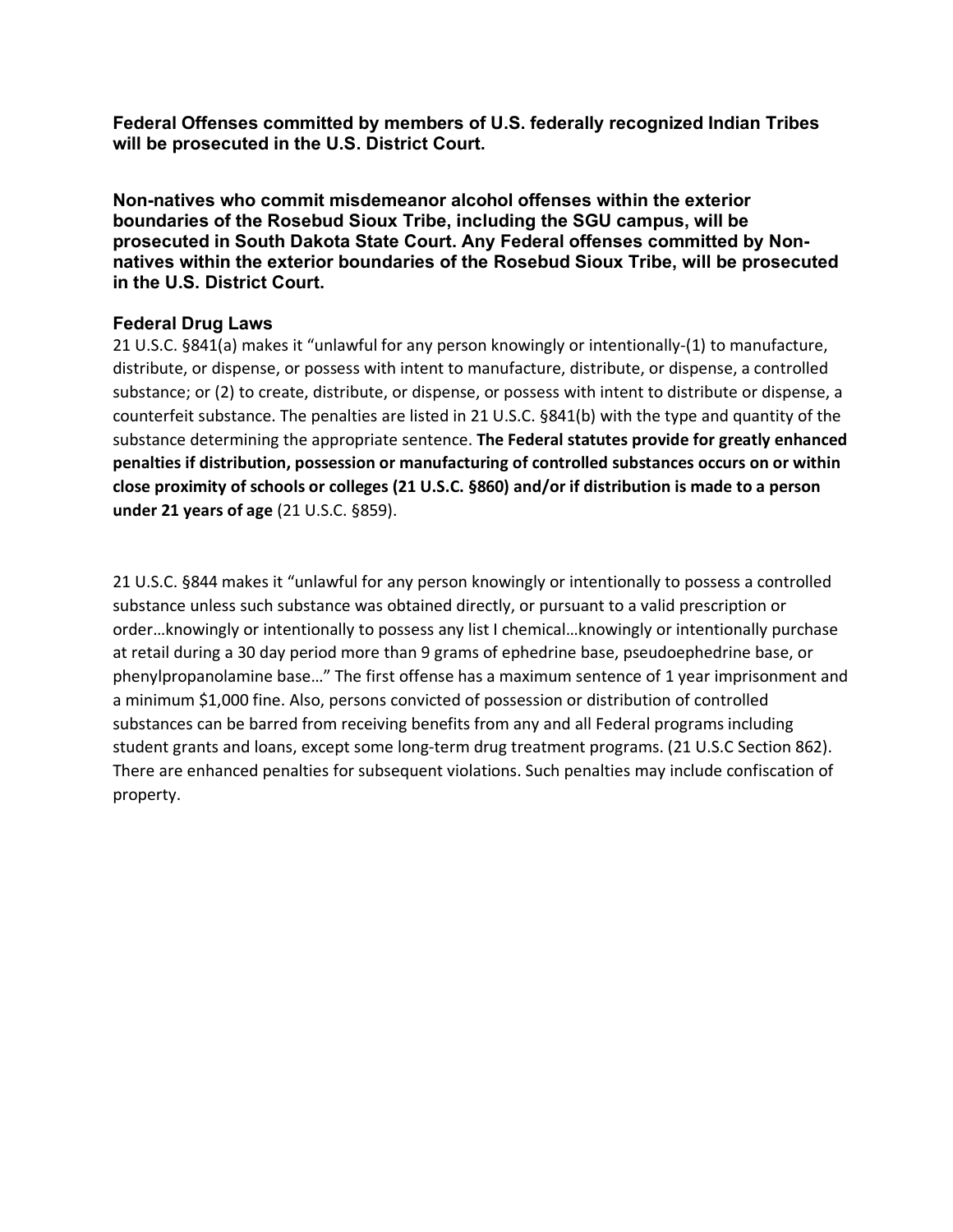**Federal Offenses committed by members of U.S. federally recognized Indian Tribes will be prosecuted in the U.S. District Court.**

**Non-natives who commit misdemeanor alcohol offenses within the exterior boundaries of the Rosebud Sioux Tribe, including the SGU campus, will be prosecuted in South Dakota State Court. Any Federal offenses committed by Non-natives within the exterior boundaries of the Rosebud Sioux Tribe, will be prosecuted in the U.S. District Court.**

### Federal Drug Laws

21 U.S.C. §841(a) makes it "unlawful for any person knowingly or intentionally-(1) to manufacture, distribute, or dispense, or possess with intent to manufacture, distribute, or dispense, a controlled substance; or (2) to create, distribute, or dispense, or possess with intent to distribute or dispense, a counterfeit substance. The penalties are listed in 21 U.S.C. §841(b) with the type and quantity of the substance determining the appropriate sentence. **The Federal statutes provide for greatly enhanced penalties if distribution, possession or manufacturing of controlled substances occurs on or within close proximity of schools or colleges (21 U.S.C. §860) and/or if distribution is made to a person under 21 years of age** (21 U.S.C. §859).

21 U.S.C. §844 makes it "unlawful for any person knowingly or intentionally to possess a controlled substance unless such substance was obtained directly, or pursuant to a valid prescription or order…knowingly or intentionally to possess any list I chemical…knowingly or intentionally purchase at retail during a 30 day period more than 9 grams of ephedrine base, pseudoephedrine base, or phenylpropanolamine base…" The first offense has a maximum sentence of 1 year imprisonment and a minimum $1,000 fine. Also, persons convicted of possession or distribution of controlled substances can be barred from receiving benefits from any and all Federal programs including student grants and loans, except some long-term drug treatment programs. (21 U.S.C Section 862). There are enhanced penalties for subsequent violations. Such penalties may include confiscation of property.